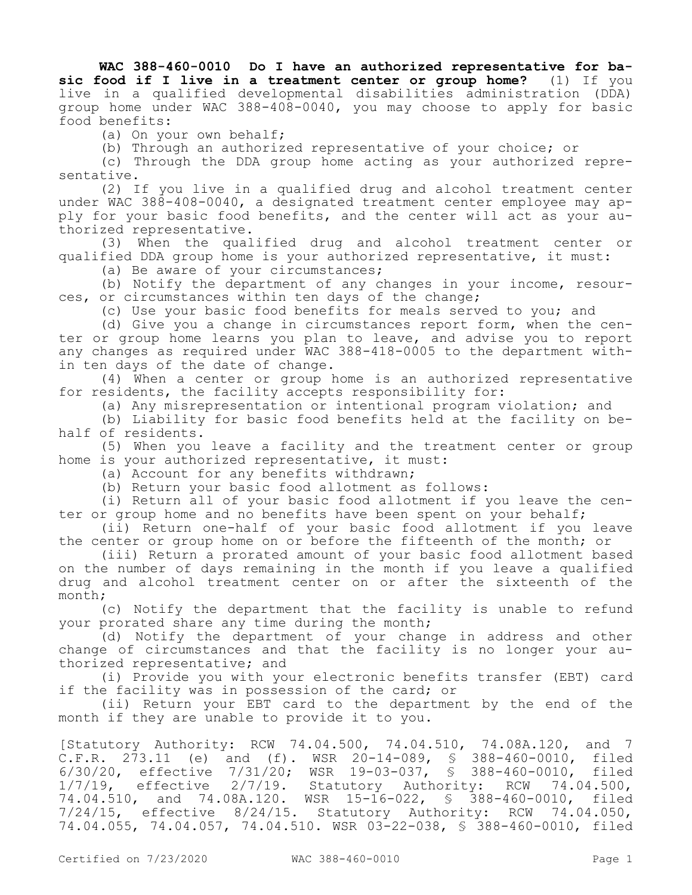**WAC 388-460-0010 Do I have an authorized representative for basic food if I live in a treatment center or group home?** (1) If you live in a qualified developmental disabilities administration (DDA) group home under WAC 388-408-0040, you may choose to apply for basic food benefits:

(a) On your own behalf;

(b) Through an authorized representative of your choice; or

(c) Through the DDA group home acting as your authorized representative.

(2) If you live in a qualified drug and alcohol treatment center under WAC 388-408-0040, a designated treatment center employee may apply for your basic food benefits, and the center will act as your authorized representative.

(3) When the qualified drug and alcohol treatment center or qualified DDA group home is your authorized representative, it must:

(a) Be aware of your circumstances;

(b) Notify the department of any changes in your income, resources, or circumstances within ten days of the change;

(c) Use your basic food benefits for meals served to you; and

(d) Give you a change in circumstances report form, when the center or group home learns you plan to leave, and advise you to report any changes as required under WAC 388-418-0005 to the department within ten days of the date of change.

(4) When a center or group home is an authorized representative for residents, the facility accepts responsibility for:

(a) Any misrepresentation or intentional program violation; and

(b) Liability for basic food benefits held at the facility on behalf of residents.

(5) When you leave a facility and the treatment center or group home is your authorized representative, it must:

(a) Account for any benefits withdrawn;

(b) Return your basic food allotment as follows:

(i) Return all of your basic food allotment if you leave the center or group home and no benefits have been spent on your behalf;

(ii) Return one-half of your basic food allotment if you leave the center or group home on or before the fifteenth of the month; or

(iii) Return a prorated amount of your basic food allotment based on the number of days remaining in the month if you leave a qualified drug and alcohol treatment center on or after the sixteenth of the month;

(c) Notify the department that the facility is unable to refund your prorated share any time during the month;

(d) Notify the department of your change in address and other change of circumstances and that the facility is no longer your authorized representative; and

(i) Provide you with your electronic benefits transfer (EBT) card if the facility was in possession of the card; or

(ii) Return your EBT card to the department by the end of the month if they are unable to provide it to you.

[Statutory Authority: RCW 74.04.500, 74.04.510, 74.08A.120, and 7 C.F.R. 273.11 (e) and (f). WSR 20-14-089, § 388-460-0010, filed 6/30/20, effective 7/31/20; WSR 19-03-037, § 388-460-0010, filed 1/7/19, effective 2/7/19. Statutory Authority: RCW 74.04.500, 74.04.510, and 74.08A.120. WSR 15-16-022, § 388-460-0010, filed 7/24/15, effective 8/24/15. Statutory Authority: RCW 74.04.050, 74.04.055, 74.04.057, 74.04.510. WSR 03-22-038, § 388-460-0010, filed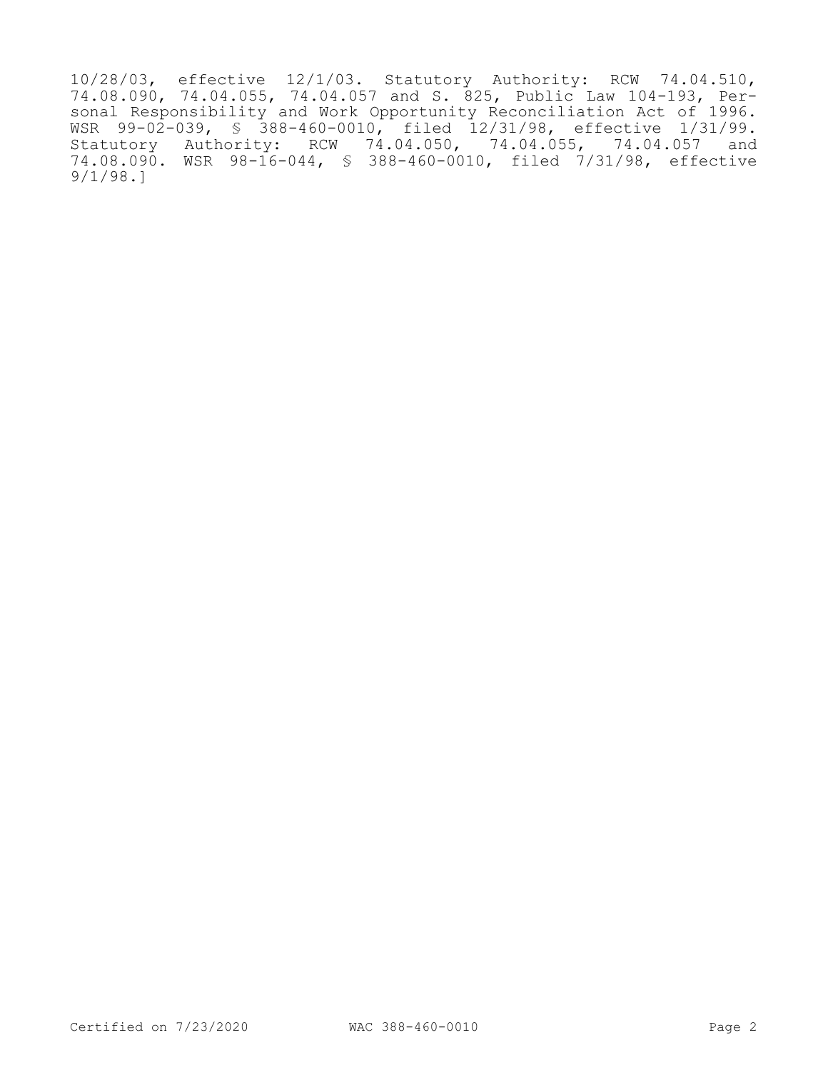10/28/03, effective 12/1/03. Statutory Authority: RCW 74.04.510, 74.08.090, 74.04.055, 74.04.057 and S. 825, Public Law 104-193, Personal Responsibility and Work Opportunity Reconciliation Act of 1996. WSR 99-02-039, § 388-460-0010, filed 12/31/98, effective 1/31/99. Statutory Authority: RCW 74.04.050, 74.04.055, 74.04.057 and 74.08.090. WSR 98-16-044, § 388-460-0010, filed 7/31/98, effective 9/1/98.]